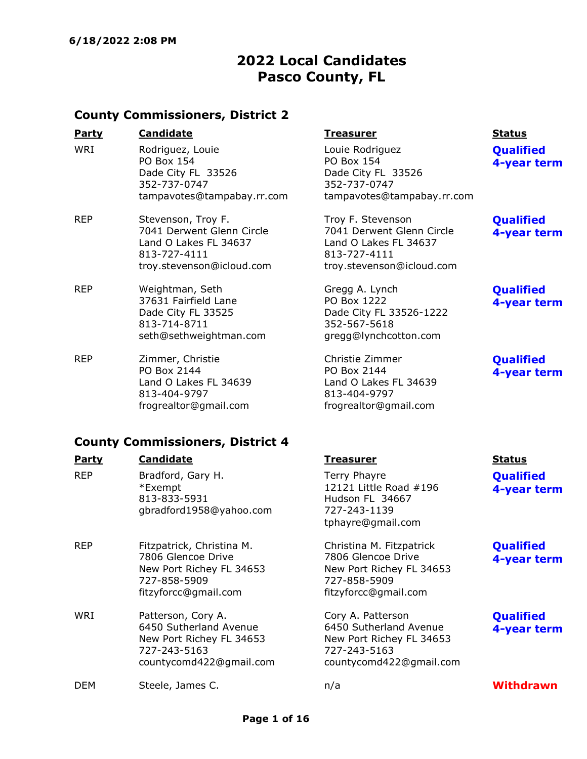6/18/2022 2:08 PM

# 2022 Local Candidates
# Pasco County, FL

## County Commissioners, District 2

| Party | Candidate | Treasurer | Status |
|---|---|---|---|
| WRI | Rodriguez, Louie<br>PO Box 154<br>Dade City FL 33526<br>352-737-0747<br>tampavotes@tampabay.rr.com | Louie Rodriguez<br>PO Box 154<br>Dade City FL 33526<br>352-737-0747<br>tampavotes@tampabay.rr.com | **Qualified**<br>**4-year term** |
| REP | Stevenson, Troy F.<br>7041 Derwent Glenn Circle<br>Land O Lakes FL 34637<br>813-727-4111<br>troy.stevenson@icloud.com | Troy F. Stevenson<br>7041 Derwent Glenn Circle<br>Land O Lakes FL 34637<br>813-727-4111<br>troy.stevenson@icloud.com | **Qualified**<br>**4-year term** |
| REP | Weightman, Seth<br>37631 Fairfield Lane<br>Dade City FL 33525<br>813-714-8711<br>seth@sethweightman.com | Gregg A. Lynch<br>PO Box 1222<br>Dade City FL 33526-1222<br>352-567-5618<br>gregg@lynchcotton.com | **Qualified**<br>**4-year term** |
| REP | Zimmer, Christie<br>PO Box 2144<br>Land O Lakes FL 34639<br>813-404-9797<br>frogrealtor@gmail.com | Christie Zimmer<br>PO Box 2144<br>Land O Lakes FL 34639<br>813-404-9797<br>frogrealtor@gmail.com | **Qualified**<br>**4-year term** |

## County Commissioners, District 4

| Party | Candidate | Treasurer | Status |
|---|---|---|---|
| REP | Bradford, Gary H.<br>*Exempt<br>813-833-5931<br>gbradford1958@yahoo.com | Terry Phayre<br>12121 Little Road #196<br>Hudson FL 34667<br>727-243-1139<br>tphayre@gmail.com | **Qualified**<br>**4-year term** |
| REP | Fitzpatrick, Christina M.<br>7806 Glencoe Drive<br>New Port Richey FL 34653<br>727-858-5909<br>fitzyforcc@gmail.com | Christina M. Fitzpatrick<br>7806 Glencoe Drive<br>New Port Richey FL 34653<br>727-858-5909<br>fitzyforcc@gmail.com | **Qualified**<br>**4-year term** |
| WRI | Patterson, Cory A.<br>6450 Sutherland Avenue<br>New Port Richey FL 34653<br>727-243-5163<br>countycomd422@gmail.com | Cory A. Patterson<br>6450 Sutherland Avenue<br>New Port Richey FL 34653<br>727-243-5163<br>countycomd422@gmail.com | **Qualified**<br>**4-year term** |
| DEM | Steele, James C. | n/a | **Withdrawn** |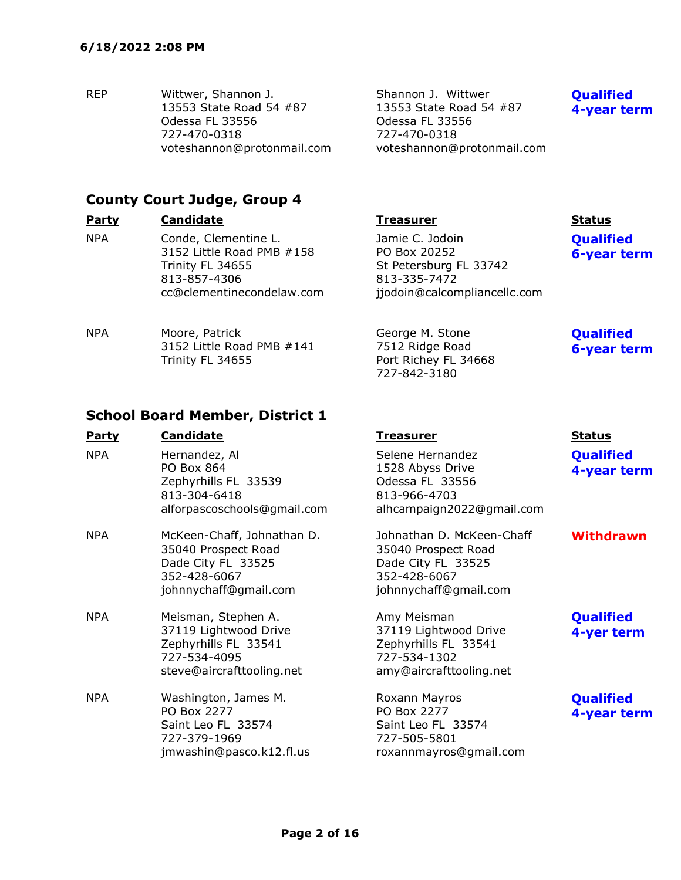6/18/2022 2:08 PM

| Party | Candidate | Treasurer | Status |
|---|---|---|---|
| REP | Wittwer, Shannon J.<br>13553 State Road 54 #87<br>Odessa FL 33556<br>727-470-0318<br>voteshannon@protonmail.com | Shannon J. Wittwer<br>13553 State Road 54 #87<br>Odessa FL 33556<br>727-470-0318<br>voteshannon@protonmail.com | **Qualified**<br>**4-year term** |

## County Court Judge, Group 4

| Party | Candidate | Treasurer | Status |
|---|---|---|---|
| NPA | Conde, Clementine L.<br>3152 Little Road PMB #158<br>Trinity FL 34655<br>813-857-4306<br>cc@clementinecondelaw.com | Jamie C. Jodoin<br>PO Box 20252<br>St Petersburg FL 33742<br>813-335-7472<br>jjodoin@calcompliancellc.com | **Qualified**<br>**6-year term** |
| NPA | Moore, Patrick<br>3152 Little Road PMB #141<br>Trinity FL 34655 | George M. Stone<br>7512 Ridge Road<br>Port Richey FL 34668<br>727-842-3180 | **Qualified**<br>**6-year term** |

## School Board Member, District 1

| Party | Candidate | Treasurer | Status |
|---|---|---|---|
| NPA | Hernandez, Al<br>PO Box 864<br>Zephyrhills FL 33539<br>813-304-6418<br>alforpascoschools@gmail.com | Selene Hernandez<br>1528 Abyss Drive<br>Odessa FL 33556<br>813-966-4703<br>alhcampaign2022@gmail.com | **Qualified**<br>**4-year term** |
| NPA | McKeen-Chaff, Johnathan D.<br>35040 Prospect Road<br>Dade City FL 33525<br>352-428-6067<br>johnnychaff@gmail.com | Johnathan D. McKeen-Chaff<br>35040 Prospect Road<br>Dade City FL 33525<br>352-428-6067<br>johnnychaff@gmail.com | **Withdrawn** |
| NPA | Meisman, Stephen A.<br>37119 Lightwood Drive<br>Zephyrhills FL 33541<br>727-534-4095<br>steve@aircrafttooling.net | Amy Meisman<br>37119 Lightwood Drive<br>Zephyrhills FL 33541<br>727-534-1302<br>amy@aircrafttooling.net | **Qualified**<br>**4-yer term** |
| NPA | Washington, James M.<br>PO Box 2277<br>Saint Leo FL 33574<br>727-379-1969<br>jmwashin@pasco.k12.fl.us | Roxann Mayros<br>PO Box 2277<br>Saint Leo FL 33574<br>727-505-5801<br>roxannmayros@gmail.com | **Qualified**<br>**4-year term** |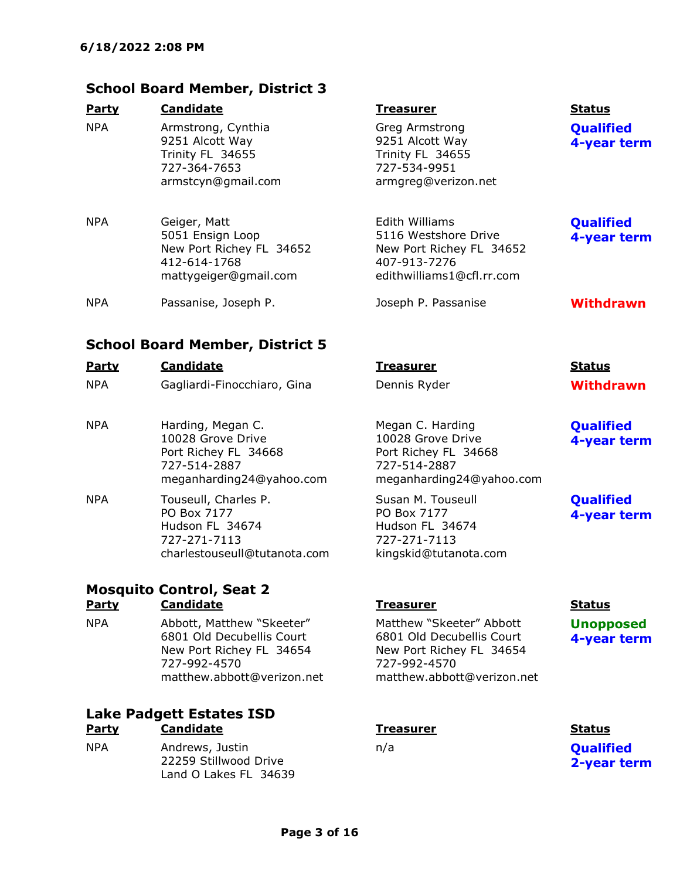**6/18/2022 2:08 PM**

## School Board Member, District 3

| Party | Candidate | Treasurer | Status |
|---|---|---|---|
| NPA | Armstrong, Cynthia<br>9251 Alcott Way<br>Trinity FL 34655<br>727-364-7653<br>armstcyn@gmail.com | Greg Armstrong<br>9251 Alcott Way<br>Trinity FL 34655<br>727-534-9951<br>armgreg@verizon.net | **Qualified**<br>**4-year term** |
| NPA | Geiger, Matt<br>5051 Ensign Loop<br>New Port Richey FL 34652<br>412-614-1768<br>mattygeiger@gmail.com | Edith Williams<br>5116 Westshore Drive<br>New Port Richey FL 34652<br>407-913-7276<br>edithwilliams1@cfl.rr.com | **Qualified**<br>**4-year term** |
| NPA | Passanise, Joseph P. | Joseph P. Passanise | **Withdrawn** |

## School Board Member, District 5

| Party | Candidate | Treasurer | Status |
|---|---|---|---|
| NPA | Gagliardi-Finocchiaro, Gina | Dennis Ryder | **Withdrawn** |
| NPA | Harding, Megan C.<br>10028 Grove Drive<br>Port Richey FL 34668<br>727-514-2887<br>meganharding24@yahoo.com | Megan C. Harding<br>10028 Grove Drive<br>Port Richey FL 34668<br>727-514-2887<br>meganharding24@yahoo.com | **Qualified**<br>**4-year term** |
| NPA | Touseull, Charles P.<br>PO Box 7177<br>Hudson FL 34674<br>727-271-7113<br>charlestouseull@tutanota.com | Susan M. Touseull<br>PO Box 7177<br>Hudson FL 34674<br>727-271-7113<br>kingskid@tutanota.com | **Qualified**<br>**4-year term** |

## Mosquito Control, Seat 2

| Party | Candidate | Treasurer | Status |
|---|---|---|---|
| NPA | Abbott, Matthew "Skeeter"<br>6801 Old Decubellis Court<br>New Port Richey FL 34654<br>727-992-4570<br>matthew.abbott@verizon.net | Matthew "Skeeter" Abbott<br>6801 Old Decubellis Court<br>New Port Richey FL 34654<br>727-992-4570<br>matthew.abbott@verizon.net | **Unopposed**<br>**4-year term** |

## Lake Padgett Estates ISD

| Party | Candidate | Treasurer | Status |
|---|---|---|---|
| NPA | Andrews, Justin<br>22259 Stillwood Drive<br>Land O Lakes FL 34639 | n/a | **Qualified**<br>**2-year term** |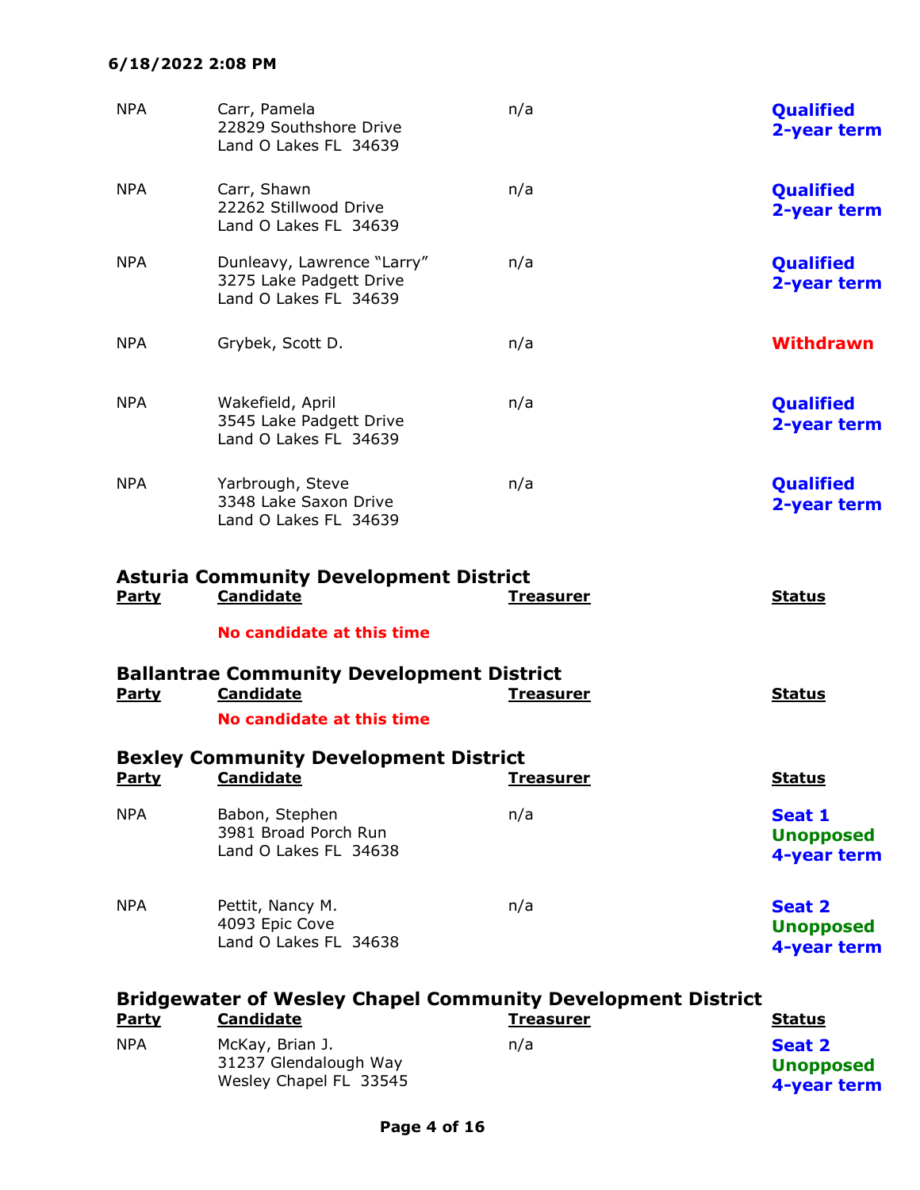6/18/2022 2:08 PM

| Party | Candidate | Treasurer | Status |
|---|---|---|---|
| NPA | Carr, Pamela<br>22829 Southshore Drive<br>Land O Lakes FL 34639 | n/a | **Qualified**<br>**2-year term** |
| NPA | Carr, Shawn<br>22262 Stillwood Drive<br>Land O Lakes FL 34639 | n/a | **Qualified**<br>**2-year term** |
| NPA | Dunleavy, Lawrence "Larry"<br>3275 Lake Padgett Drive<br>Land O Lakes FL 34639 | n/a | **Qualified**<br>**2-year term** |
| NPA | Grybek, Scott D. | n/a | **Withdrawn** |
| NPA | Wakefield, April<br>3545 Lake Padgett Drive<br>Land O Lakes FL 34639 | n/a | **Qualified**<br>**2-year term** |
| NPA | Yarbrough, Steve<br>3348 Lake Saxon Drive<br>Land O Lakes FL 34639 | n/a | **Qualified**<br>**2-year term** |

## Asturia Community Development District

| Party | Candidate | Treasurer | Status |
|---|---|---|---|
| | **No candidate at this time** | | |

## Ballantrae Community Development District

| Party | Candidate | Treasurer | Status |
|---|---|---|---|
| | **No candidate at this time** | | |

## Bexley Community Development District

| Party | Candidate | Treasurer | Status |
|---|---|---|---|
| NPA | Babon, Stephen<br>3981 Broad Porch Run<br>Land O Lakes FL 34638 | n/a | **Seat 1**<br>**Unopposed**<br>**4-year term** |
| NPA | Pettit, Nancy M.<br>4093 Epic Cove<br>Land O Lakes FL 34638 | n/a | **Seat 2**<br>**Unopposed**<br>**4-year term** |

## Bridgewater of Wesley Chapel Community Development District

| Party | Candidate | Treasurer | Status |
|---|---|---|---|
| NPA | McKay, Brian J.<br>31237 Glendalough Way<br>Wesley Chapel FL 33545 | n/a | **Seat 2**<br>**Unopposed**<br>**4-year term** |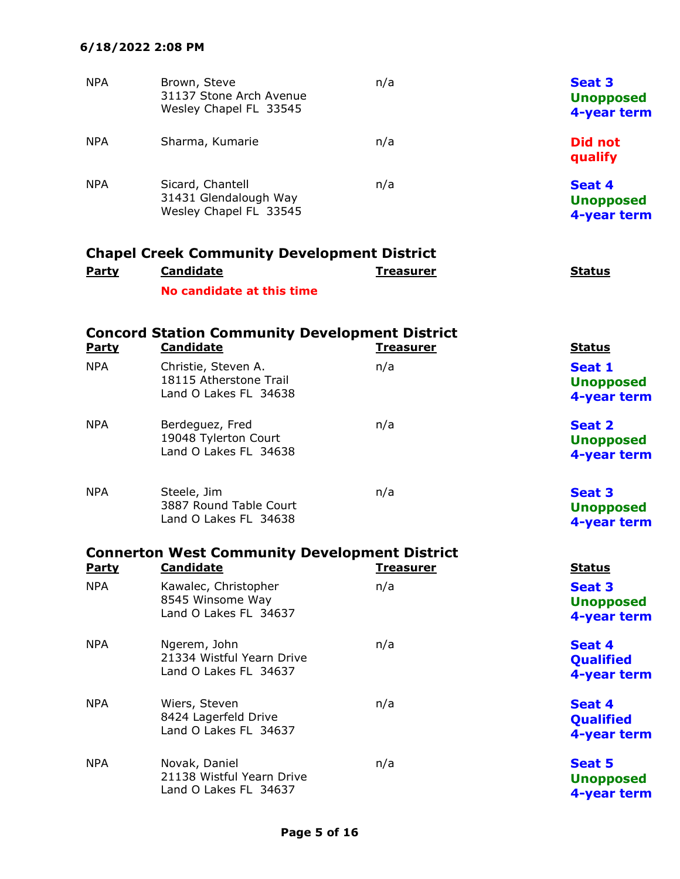| Party | Candidate | Treasurer | Status |
|---|---|---|---|
| NPA | Brown, Steve<br>31137 Stone Arch Avenue<br>Wesley Chapel FL 33545 | n/a | **Seat 3**<br>**Unopposed**<br>**4-year term** |
| NPA | Sharma, Kumarie | n/a | **Did not qualify** |
| NPA | Sicard, Chantell<br>31431 Glendalough Way<br>Wesley Chapel FL 33545 | n/a | **Seat 4**<br>**Unopposed**<br>**4-year term** |

## Chapel Creek Community Development District

| Party | Candidate | Treasurer | Status |
|---|---|---|---|
| | **No candidate at this time** | | |

## Concord Station Community Development District

| Party | Candidate | Treasurer | Status |
|---|---|---|---|
| NPA | Christie, Steven A.<br>18115 Atherstone Trail<br>Land O Lakes FL 34638 | n/a | **Seat 1**<br>**Unopposed**<br>**4-year term** |
| NPA | Berdeguez, Fred<br>19048 Tylerton Court<br>Land O Lakes FL 34638 | n/a | **Seat 2**<br>**Unopposed**<br>**4-year term** |
| NPA | Steele, Jim<br>3887 Round Table Court<br>Land O Lakes FL 34638 | n/a | **Seat 3**<br>**Unopposed**<br>**4-year term** |

## Connerton West Community Development District

| Party | Candidate | Treasurer | Status |
|---|---|---|---|
| NPA | Kawalec, Christopher<br>8545 Winsome Way<br>Land O Lakes FL 34637 | n/a | **Seat 3**<br>**Unopposed**<br>**4-year term** |
| NPA | Ngerem, John<br>21334 Wistful Yearn Drive<br>Land O Lakes FL 34637 | n/a | **Seat 4**<br>**Qualified**<br>**4-year term** |
| NPA | Wiers, Steven<br>8424 Lagerfeld Drive<br>Land O Lakes FL 34637 | n/a | **Seat 4**<br>**Qualified**<br>**4-year term** |
| NPA | Novak, Daniel<br>21138 Wistful Yearn Drive<br>Land O Lakes FL 34637 | n/a | **Seat 5**<br>**Unopposed**<br>**4-year term** |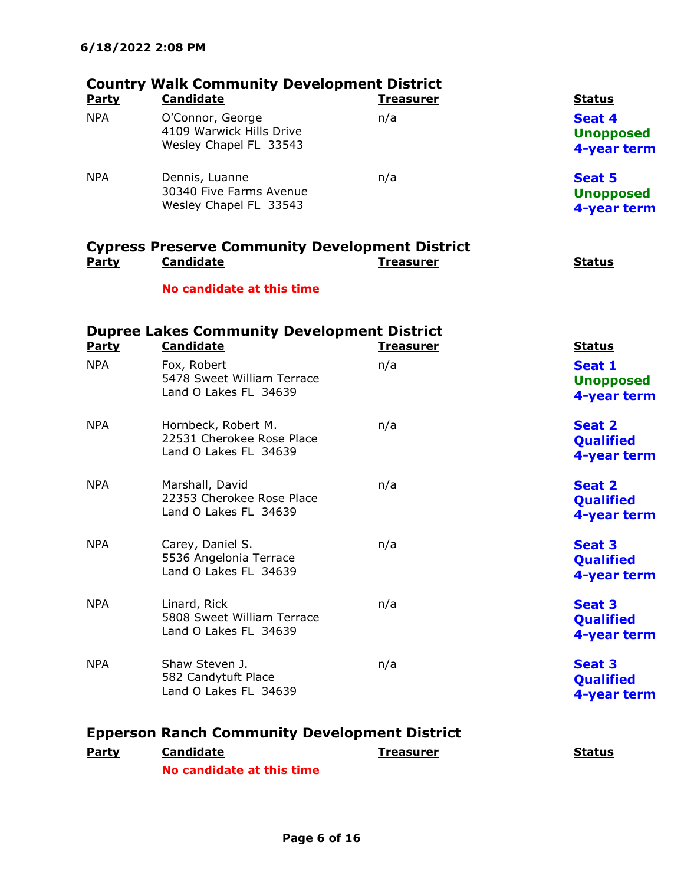6/18/2022 2:08 PM

## Country Walk Community Development District

| Party | Candidate | Treasurer | Status |
|---|---|---|---|
| NPA | O'Connor, George<br>4109 Warwick Hills Drive<br>Wesley Chapel FL 33543 | n/a | **Seat 4**<br>**Unopposed**<br>**4-year term** |
| NPA | Dennis, Luanne<br>30340 Five Farms Avenue<br>Wesley Chapel FL 33543 | n/a | **Seat 5**<br>**Unopposed**<br>**4-year term** |

## Cypress Preserve Community Development District

| Party | Candidate | Treasurer | Status |
|---|---|---|---|
| | **No candidate at this time** | | |

## Dupree Lakes Community Development District

| Party | Candidate | Treasurer | Status |
|---|---|---|---|
| NPA | Fox, Robert<br>5478 Sweet William Terrace<br>Land O Lakes FL 34639 | n/a | **Seat 1**<br>**Unopposed**<br>**4-year term** |
| NPA | Hornbeck, Robert M.<br>22531 Cherokee Rose Place<br>Land O Lakes FL 34639 | n/a | **Seat 2**<br>**Qualified**<br>**4-year term** |
| NPA | Marshall, David<br>22353 Cherokee Rose Place<br>Land O Lakes FL 34639 | n/a | **Seat 2**<br>**Qualified**<br>**4-year term** |
| NPA | Carey, Daniel S.<br>5536 Angelonia Terrace<br>Land O Lakes FL 34639 | n/a | **Seat 3**<br>**Qualified**<br>**4-year term** |
| NPA | Linard, Rick<br>5808 Sweet William Terrace<br>Land O Lakes FL 34639 | n/a | **Seat 3**<br>**Qualified**<br>**4-year term** |
| NPA | Shaw Steven J.<br>582 Candytuft Place<br>Land O Lakes FL 34639 | n/a | **Seat 3**<br>**Qualified**<br>**4-year term** |

## Epperson Ranch Community Development District

| Party | Candidate | Treasurer | Status |
|---|---|---|---|
| | **No candidate at this time** | | |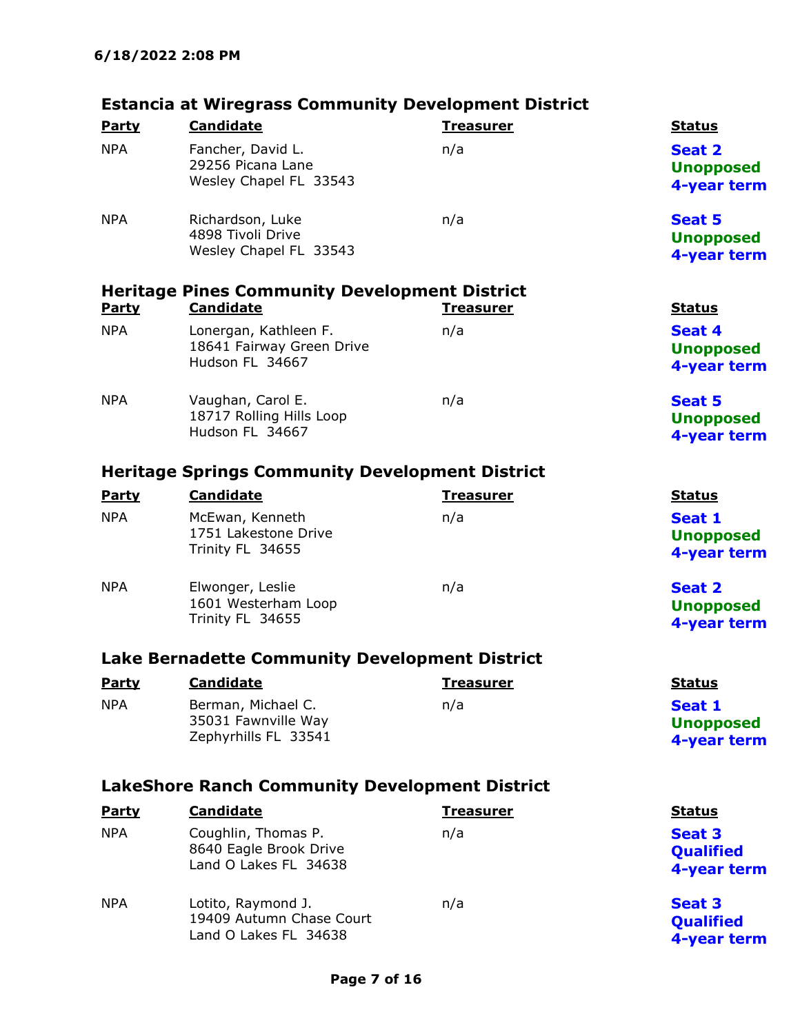6/18/2022 2:08 PM

## Estancia at Wiregrass Community Development District

| Party | Candidate | Treasurer | Status |
|---|---|---|---|
| NPA | Fancher, David L.<br>29256 Picana Lane<br>Wesley Chapel FL 33543 | n/a | **Seat 2**<br>**Unopposed**<br>**4-year term** |
| NPA | Richardson, Luke<br>4898 Tivoli Drive<br>Wesley Chapel FL 33543 | n/a | **Seat 5**<br>**Unopposed**<br>**4-year term** |

## Heritage Pines Community Development District

| Party | Candidate | Treasurer | Status |
|---|---|---|---|
| NPA | Lonergan, Kathleen F.<br>18641 Fairway Green Drive<br>Hudson FL 34667 | n/a | **Seat 4**<br>**Unopposed**<br>**4-year term** |
| NPA | Vaughan, Carol E.<br>18717 Rolling Hills Loop<br>Hudson FL 34667 | n/a | **Seat 5**<br>**Unopposed**<br>**4-year term** |

## Heritage Springs Community Development District

| Party | Candidate | Treasurer | Status |
|---|---|---|---|
| NPA | McEwan, Kenneth<br>1751 Lakestone Drive<br>Trinity FL 34655 | n/a | **Seat 1**<br>**Unopposed**<br>**4-year term** |
| NPA | Elwonger, Leslie<br>1601 Westerham Loop<br>Trinity FL 34655 | n/a | **Seat 2**<br>**Unopposed**<br>**4-year term** |

## Lake Bernadette Community Development District

| Party | Candidate | Treasurer | Status |
|---|---|---|---|
| NPA | Berman, Michael C.<br>35031 Fawnville Way<br>Zephyrhills FL 33541 | n/a | **Seat 1**<br>**Unopposed**<br>**4-year term** |

## LakeShore Ranch Community Development District

| Party | Candidate | Treasurer | Status |
|---|---|---|---|
| NPA | Coughlin, Thomas P.<br>8640 Eagle Brook Drive<br>Land O Lakes FL 34638 | n/a | **Seat 3**<br>**Qualified**<br>**4-year term** |
| NPA | Lotito, Raymond J.<br>19409 Autumn Chase Court<br>Land O Lakes FL 34638 | n/a | **Seat 3**<br>**Qualified**<br>**4-year term** |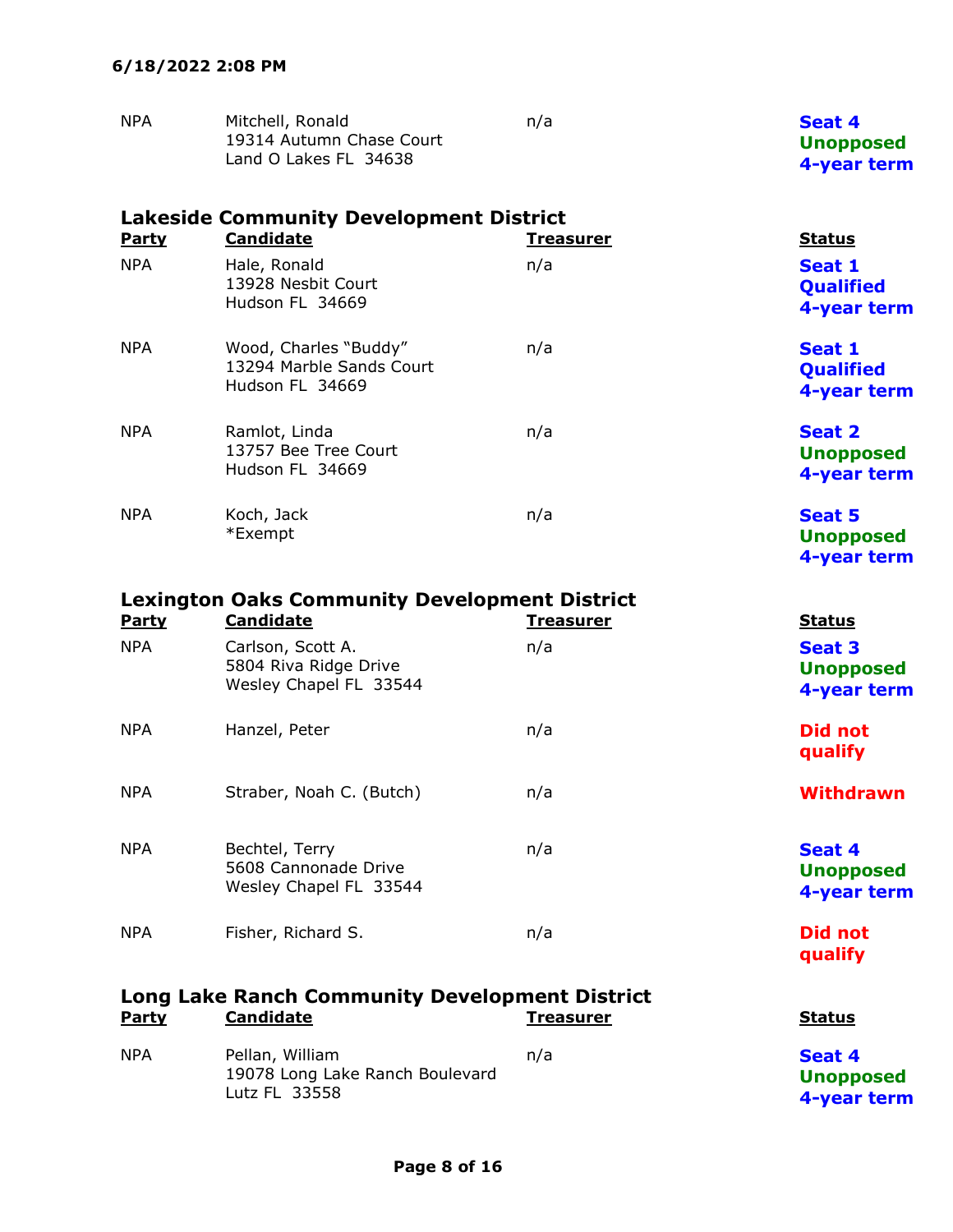6/18/2022 2:08 PM

| Party | Candidate | Treasurer | Status |
|---|---|---|---|
| NPA | Mitchell, Ronald<br>19314 Autumn Chase Court<br>Land O Lakes FL 34638 | n/a | **Seat 4**<br>**Unopposed**<br>**4-year term** |

### Lakeside Community Development District

| Party | Candidate | Treasurer | Status |
|---|---|---|---|
| NPA | Hale, Ronald<br>13928 Nesbit Court<br>Hudson FL 34669 | n/a | **Seat 1**<br>**Qualified**<br>**4-year term** |
| NPA | Wood, Charles "Buddy"<br>13294 Marble Sands Court<br>Hudson FL 34669 | n/a | **Seat 1**<br>**Qualified**<br>**4-year term** |
| NPA | Ramlot, Linda<br>13757 Bee Tree Court<br>Hudson FL 34669 | n/a | **Seat 2**<br>**Unopposed**<br>**4-year term** |
| NPA | Koch, Jack<br>*Exempt | n/a | **Seat 5**<br>**Unopposed**<br>**4-year term** |

### Lexington Oaks Community Development District

| Party | Candidate | Treasurer | Status |
|---|---|---|---|
| NPA | Carlson, Scott A.<br>5804 Riva Ridge Drive<br>Wesley Chapel FL 33544 | n/a | **Seat 3**<br>**Unopposed**<br>**4-year term** |
| NPA | Hanzel, Peter | n/a | **Did not qualify** |
| NPA | Straber, Noah C. (Butch) | n/a | **Withdrawn** |
| NPA | Bechtel, Terry<br>5608 Cannonade Drive<br>Wesley Chapel FL 33544 | n/a | **Seat 4**<br>**Unopposed**<br>**4-year term** |
| NPA | Fisher, Richard S. | n/a | **Did not qualify** |

### Long Lake Ranch Community Development District

| Party | Candidate | Treasurer | Status |
|---|---|---|---|
| NPA | Pellan, William<br>19078 Long Lake Ranch Boulevard<br>Lutz FL 33558 | n/a | **Seat 4**<br>**Unopposed**<br>**4-year term** |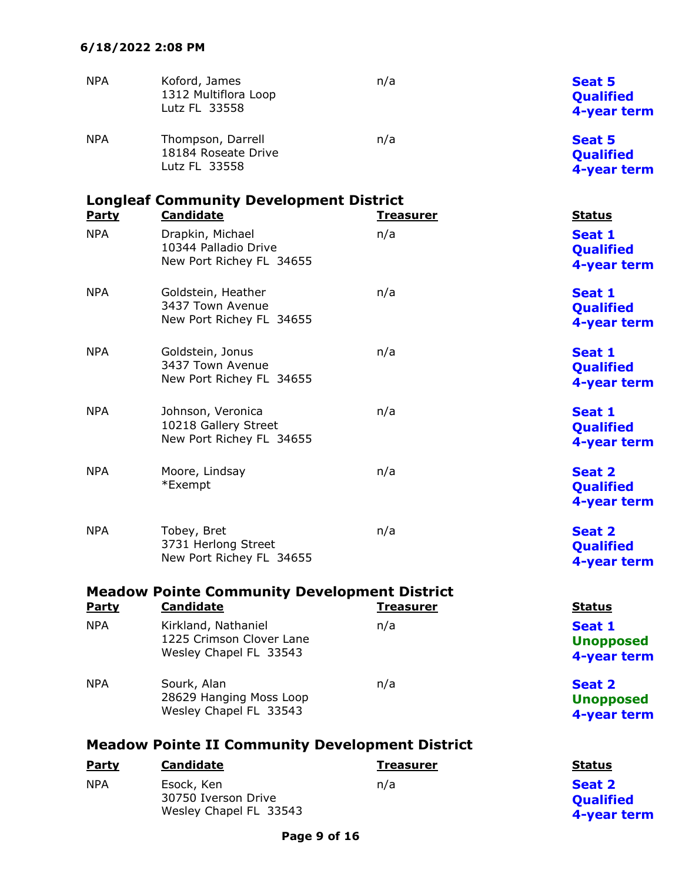6/18/2022 2:08 PM

| | | | |
|---|---|---|---|
| NPA | Koford, James<br>1312 Multiflora Loop<br>Lutz FL 33558 | n/a | **Seat 5**<br>**Qualified**<br>**4-year term** |
| NPA | Thompson, Darrell<br>18184 Roseate Drive<br>Lutz FL 33558 | n/a | **Seat 5**<br>**Qualified**<br>**4-year term** |

## Longleaf Community Development District

| Party | Candidate | Treasurer | Status |
|---|---|---|---|
| NPA | Drapkin, Michael<br>10344 Palladio Drive<br>New Port Richey FL 34655 | n/a | **Seat 1**<br>**Qualified**<br>**4-year term** |
| NPA | Goldstein, Heather<br>3437 Town Avenue<br>New Port Richey FL 34655 | n/a | **Seat 1**<br>**Qualified**<br>**4-year term** |
| NPA | Goldstein, Jonus<br>3437 Town Avenue<br>New Port Richey FL 34655 | n/a | **Seat 1**<br>**Qualified**<br>**4-year term** |
| NPA | Johnson, Veronica<br>10218 Gallery Street<br>New Port Richey FL 34655 | n/a | **Seat 1**<br>**Qualified**<br>**4-year term** |
| NPA | Moore, Lindsay<br>*Exempt | n/a | **Seat 2**<br>**Qualified**<br>**4-year term** |
| NPA | Tobey, Bret<br>3731 Herlong Street<br>New Port Richey FL 34655 | n/a | **Seat 2**<br>**Qualified**<br>**4-year term** |

## Meadow Pointe Community Development District

| Party | Candidate | Treasurer | Status |
|---|---|---|---|
| NPA | Kirkland, Nathaniel<br>1225 Crimson Clover Lane<br>Wesley Chapel FL 33543 | n/a | **Seat 1**<br>**Unopposed**<br>**4-year term** |
| NPA | Sourk, Alan<br>28629 Hanging Moss Loop<br>Wesley Chapel FL 33543 | n/a | **Seat 2**<br>**Unopposed**<br>**4-year term** |

## Meadow Pointe II Community Development District

| Party | Candidate | Treasurer | Status |
|---|---|---|---|
| NPA | Esock, Ken<br>30750 Iverson Drive<br>Wesley Chapel FL 33543 | n/a | **Seat 2**<br>**Qualified**<br>**4-year term** |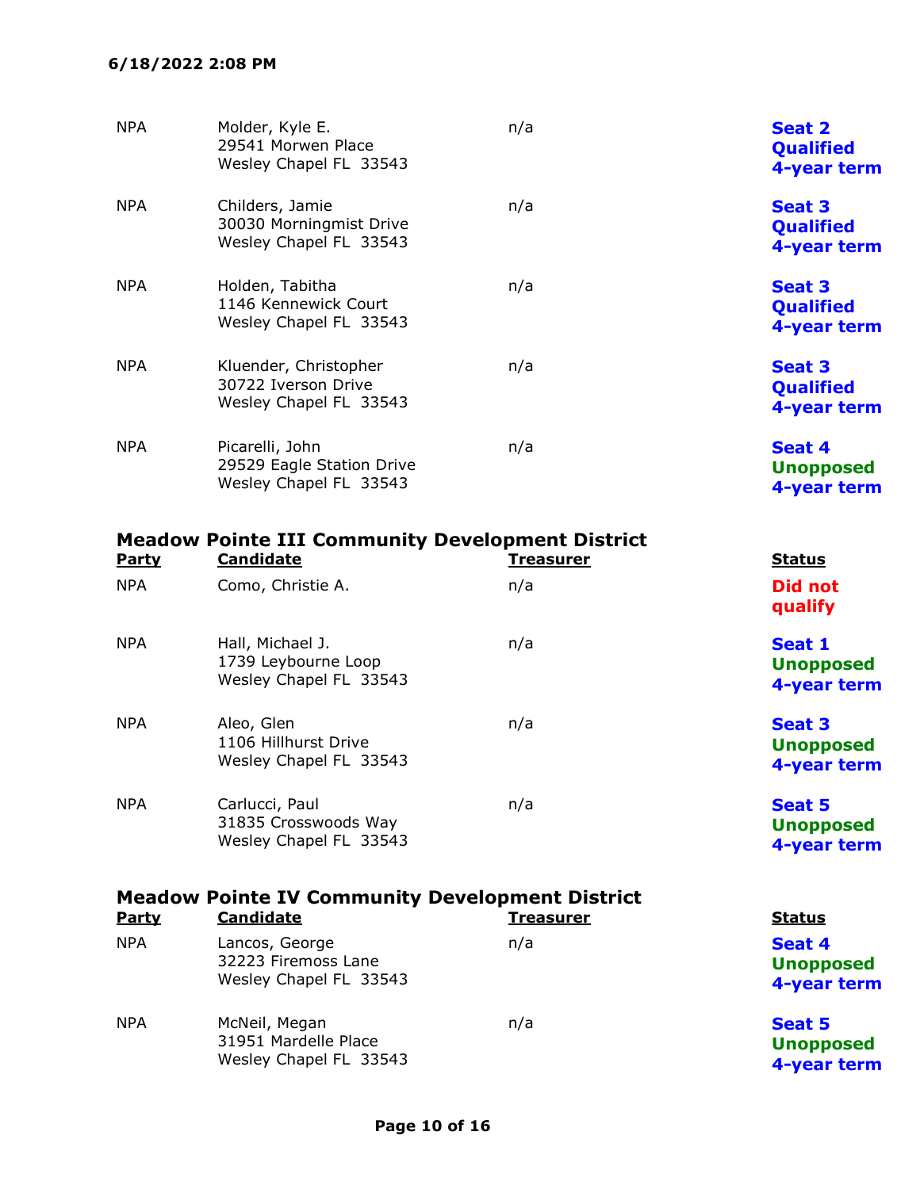| Party | Candidate | Treasurer | Status |
| --- | --- | --- | --- |
| NPA | Molder, Kyle E.<br>29541 Morwen Place<br>Wesley Chapel FL 33543 | n/a | **Seat 2**<br>**Qualified**<br>**4-year term** |
| NPA | Childers, Jamie<br>30030 Morningmist Drive<br>Wesley Chapel FL 33543 | n/a | **Seat 3**<br>**Qualified**<br>**4-year term** |
| NPA | Holden, Tabitha<br>1146 Kennewick Court<br>Wesley Chapel FL 33543 | n/a | **Seat 3**<br>**Qualified**<br>**4-year term** |
| NPA | Kluender, Christopher<br>30722 Iverson Drive<br>Wesley Chapel FL 33543 | n/a | **Seat 3**<br>**Qualified**<br>**4-year term** |
| NPA | Picarelli, John<br>29529 Eagle Station Drive<br>Wesley Chapel FL 33543 | n/a | **Seat 4**<br>**Unopposed**<br>**4-year term** |

## Meadow Pointe III Community Development District

| Party | Candidate | Treasurer | Status |
| --- | --- | --- | --- |
| NPA | Como, Christie A. | n/a | **Did not qualify** |
| NPA | Hall, Michael J.<br>1739 Leybourne Loop<br>Wesley Chapel FL 33543 | n/a | **Seat 1**<br>**Unopposed**<br>**4-year term** |
| NPA | Aleo, Glen<br>1106 Hillhurst Drive<br>Wesley Chapel FL 33543 | n/a | **Seat 3**<br>**Unopposed**<br>**4-year term** |
| NPA | Carlucci, Paul<br>31835 Crosswoods Way<br>Wesley Chapel FL 33543 | n/a | **Seat 5**<br>**Unopposed**<br>**4-year term** |

## Meadow Pointe IV Community Development District

| Party | Candidate | Treasurer | Status |
| --- | --- | --- | --- |
| NPA | Lancos, George<br>32223 Firemoss Lane<br>Wesley Chapel FL 33543 | n/a | **Seat 4**<br>**Unopposed**<br>**4-year term** |
| NPA | McNeil, Megan<br>31951 Mardelle Place<br>Wesley Chapel FL 33543 | n/a | **Seat 5**<br>**Unopposed**<br>**4-year term** |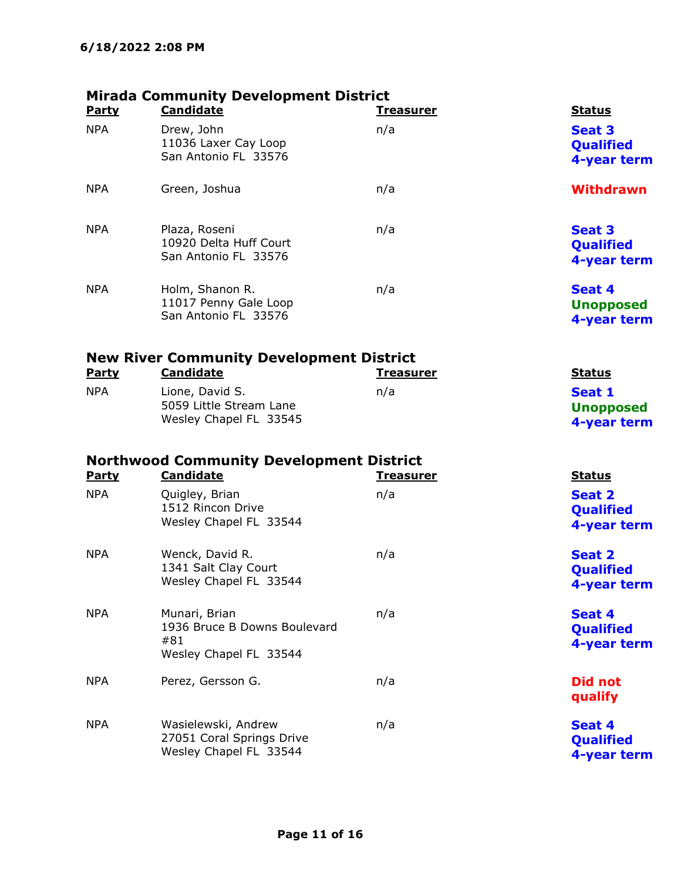6/18/2022 2:08 PM

## Mirada Community Development District

| Party | Candidate | Treasurer | Status |
|---|---|---|---|
| NPA | Drew, John<br>11036 Laxer Cay Loop<br>San Antonio FL 33576 | n/a | Seat 3<br>Qualified<br>4-year term |
| NPA | Green, Joshua | n/a | Withdrawn |
| NPA | Plaza, Roseni<br>10920 Delta Huff Court<br>San Antonio FL 33576 | n/a | Seat 3<br>Qualified<br>4-year term |
| NPA | Holm, Shanon R.<br>11017 Penny Gale Loop<br>San Antonio FL 33576 | n/a | Seat 4<br>Unopposed<br>4-year term |

## New River Community Development District

| Party | Candidate | Treasurer | Status |
|---|---|---|---|
| NPA | Lione, David S.<br>5059 Little Stream Lane<br>Wesley Chapel FL 33545 | n/a | Seat 1<br>Unopposed<br>4-year term |

## Northwood Community Development District

| Party | Candidate | Treasurer | Status |
|---|---|---|---|
| NPA | Quigley, Brian<br>1512 Rincon Drive<br>Wesley Chapel FL 33544 | n/a | Seat 2<br>Qualified<br>4-year term |
| NPA | Wenck, David R.<br>1341 Salt Clay Court<br>Wesley Chapel FL 33544 | n/a | Seat 2<br>Qualified<br>4-year term |
| NPA | Munari, Brian<br>1936 Bruce B Downs Boulevard<br>#81<br>Wesley Chapel FL 33544 | n/a | Seat 4<br>Qualified<br>4-year term |
| NPA | Perez, Gersson G. | n/a | Did not qualify |
| NPA | Wasielewski, Andrew<br>27051 Coral Springs Drive<br>Wesley Chapel FL 33544 | n/a | Seat 4<br>Qualified<br>4-year term |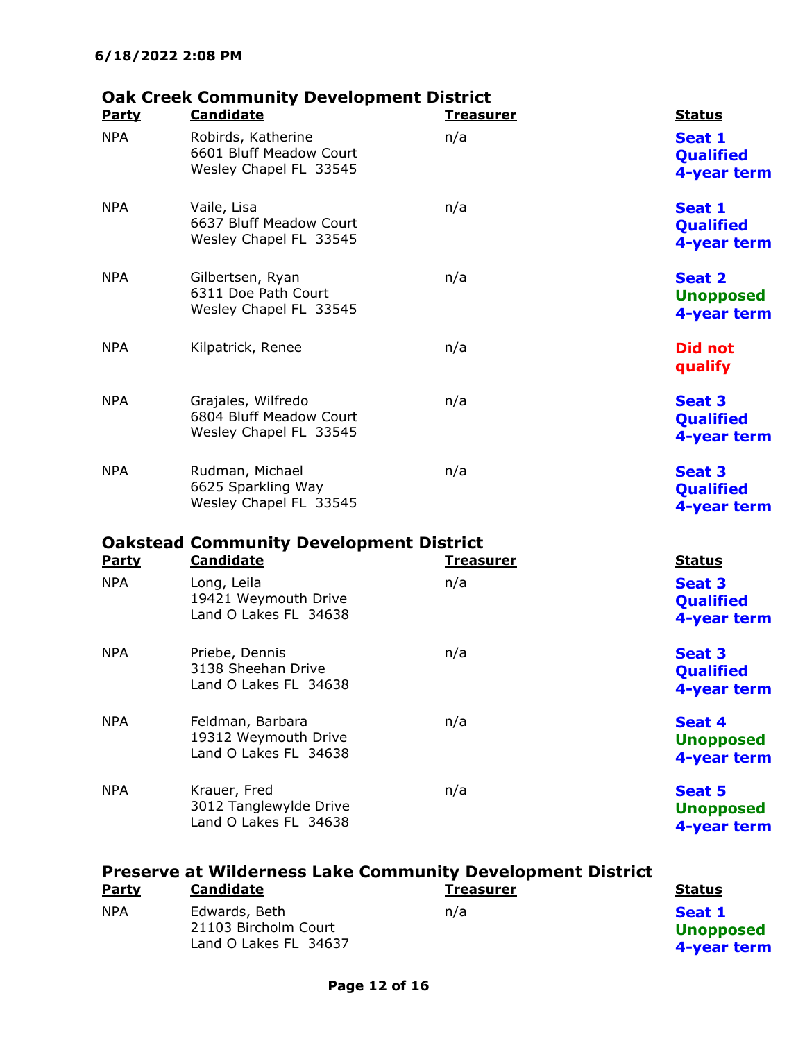6/18/2022 2:08 PM

## Oak Creek Community Development District

| Party | Candidate | Treasurer | Status |
|---|---|---|---|
| NPA | Robirds, Katherine<br>6601 Bluff Meadow Court<br>Wesley Chapel FL 33545 | n/a | Seat 1<br>Qualified<br>4-year term |
| NPA | Vaile, Lisa<br>6637 Bluff Meadow Court<br>Wesley Chapel FL 33545 | n/a | Seat 1<br>Qualified<br>4-year term |
| NPA | Gilbertsen, Ryan<br>6311 Doe Path Court<br>Wesley Chapel FL 33545 | n/a | Seat 2<br>Unopposed<br>4-year term |
| NPA | Kilpatrick, Renee | n/a | Did not qualify |
| NPA | Grajales, Wilfredo<br>6804 Bluff Meadow Court<br>Wesley Chapel FL 33545 | n/a | Seat 3<br>Qualified<br>4-year term |
| NPA | Rudman, Michael<br>6625 Sparkling Way<br>Wesley Chapel FL 33545 | n/a | Seat 3<br>Qualified<br>4-year term |

## Oakstead Community Development District

| Party | Candidate | Treasurer | Status |
|---|---|---|---|
| NPA | Long, Leila<br>19421 Weymouth Drive<br>Land O Lakes FL 34638 | n/a | Seat 3<br>Qualified<br>4-year term |
| NPA | Priebe, Dennis<br>3138 Sheehan Drive<br>Land O Lakes FL 34638 | n/a | Seat 3<br>Qualified<br>4-year term |
| NPA | Feldman, Barbara<br>19312 Weymouth Drive<br>Land O Lakes FL 34638 | n/a | Seat 4<br>Unopposed<br>4-year term |
| NPA | Krauer, Fred<br>3012 Tanglewylde Drive<br>Land O Lakes FL 34638 | n/a | Seat 5<br>Unopposed<br>4-year term |

## Preserve at Wilderness Lake Community Development District

| Party | Candidate | Treasurer | Status |
|---|---|---|---|
| NPA | Edwards, Beth<br>21103 Bircholm Court<br>Land O Lakes FL 34637 | n/a | Seat 1<br>Unopposed<br>4-year term |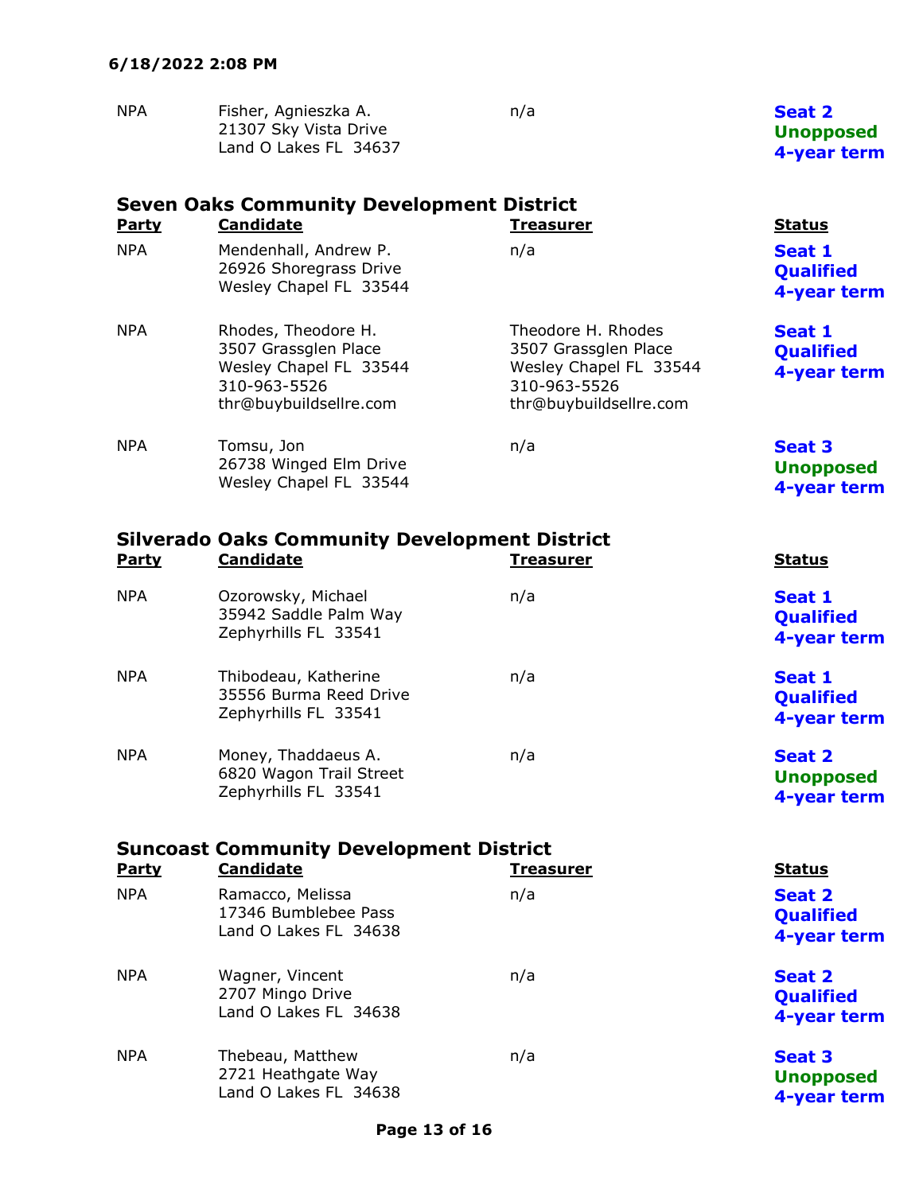| Party | Candidate | Treasurer | Status |
|---|---|---|---|
| NPA | Fisher, Agnieszka A.<br>21307 Sky Vista Drive<br>Land O Lakes FL 34637 | n/a | **Seat 2**<br>**Unopposed**<br>**4-year term** |

### Seven Oaks Community Development District

| Party | Candidate | Treasurer | Status |
|---|---|---|---|
| NPA | Mendenhall, Andrew P.<br>26926 Shoregrass Drive<br>Wesley Chapel FL 33544 | n/a | **Seat 1**<br>**Qualified**<br>**4-year term** |
| NPA | Rhodes, Theodore H.<br>3507 Grassglen Place<br>Wesley Chapel FL 33544<br>310-963-5526<br>thr@buybuildsellre.com | Theodore H. Rhodes<br>3507 Grassglen Place<br>Wesley Chapel FL 33544<br>310-963-5526<br>thr@buybuildsellre.com | **Seat 1**<br>**Qualified**<br>**4-year term** |
| NPA | Tomsu, Jon<br>26738 Winged Elm Drive<br>Wesley Chapel FL 33544 | n/a | **Seat 3**<br>**Unopposed**<br>**4-year term** |

### Silverado Oaks Community Development District

| Party | Candidate | Treasurer | Status |
|---|---|---|---|
| NPA | Ozorowsky, Michael<br>35942 Saddle Palm Way<br>Zephyrhills FL 33541 | n/a | **Seat 1**<br>**Qualified**<br>**4-year term** |
| NPA | Thibodeau, Katherine<br>35556 Burma Reed Drive<br>Zephyrhills FL 33541 | n/a | **Seat 1**<br>**Qualified**<br>**4-year term** |
| NPA | Money, Thaddaeus A.<br>6820 Wagon Trail Street<br>Zephyrhills FL 33541 | n/a | **Seat 2**<br>**Unopposed**<br>**4-year term** |

### Suncoast Community Development District

| Party | Candidate | Treasurer | Status |
|---|---|---|---|
| NPA | Ramacco, Melissa<br>17346 Bumblebee Pass<br>Land O Lakes FL 34638 | n/a | **Seat 2**<br>**Qualified**<br>**4-year term** |
| NPA | Wagner, Vincent<br>2707 Mingo Drive<br>Land O Lakes FL 34638 | n/a | **Seat 2**<br>**Qualified**<br>**4-year term** |
| NPA | Thebeau, Matthew<br>2721 Heathgate Way<br>Land O Lakes FL 34638 | n/a | **Seat 3**<br>**Unopposed**<br>**4-year term** |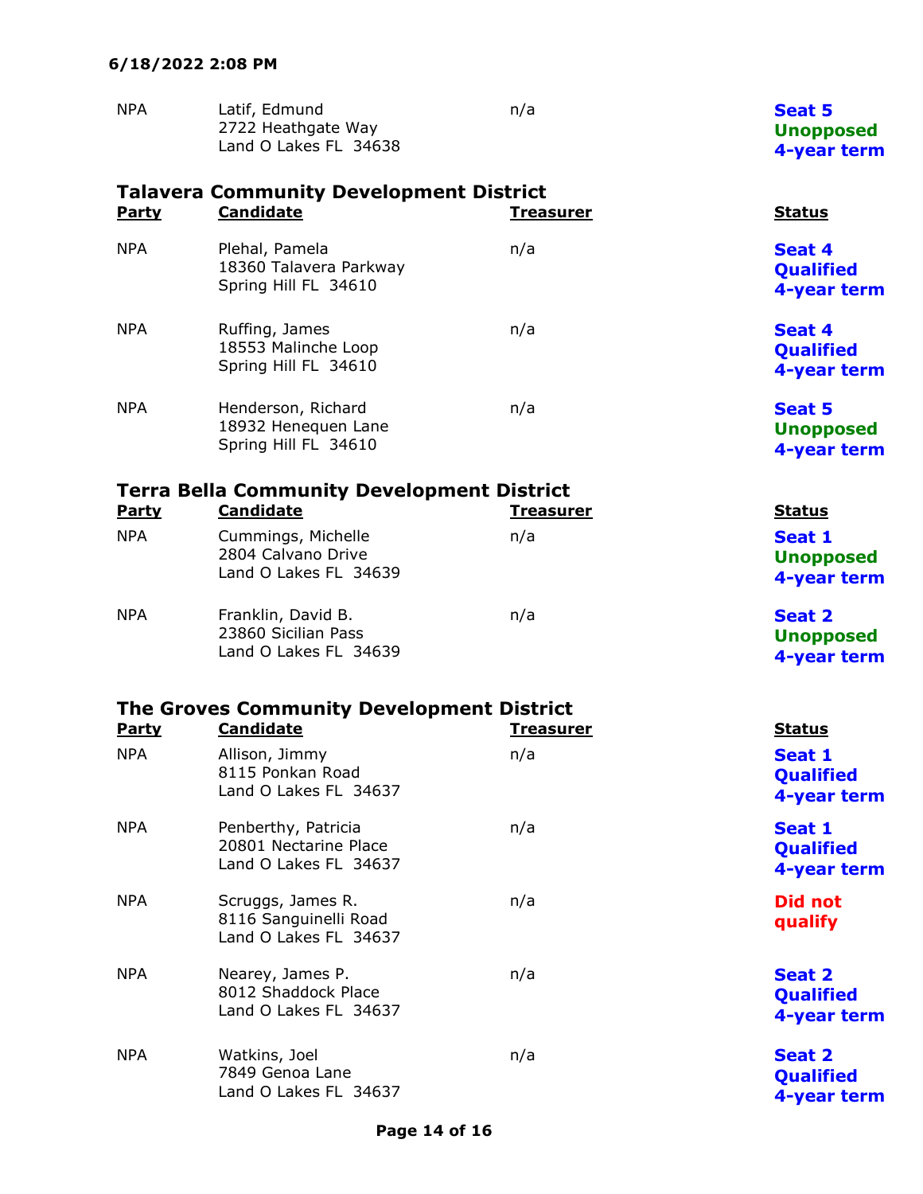| Party | Candidate | Treasurer | Status |
|---|---|---|---|
| NPA | Latif, Edmund<br>2722 Heathgate Way<br>Land O Lakes FL 34638 | n/a | **Seat 5**<br>**Unopposed**<br>**4-year term** |

## Talavera Community Development District

| Party | Candidate | Treasurer | Status |
|---|---|---|---|
| NPA | Plehal, Pamela<br>18360 Talavera Parkway<br>Spring Hill FL 34610 | n/a | **Seat 4**<br>**Qualified**<br>**4-year term** |
| NPA | Ruffing, James<br>18553 Malinche Loop<br>Spring Hill FL 34610 | n/a | **Seat 4**<br>**Qualified**<br>**4-year term** |
| NPA | Henderson, Richard<br>18932 Henequen Lane<br>Spring Hill FL 34610 | n/a | **Seat 5**<br>**Unopposed**<br>**4-year term** |

## Terra Bella Community Development District

| Party | Candidate | Treasurer | Status |
|---|---|---|---|
| NPA | Cummings, Michelle<br>2804 Calvano Drive<br>Land O Lakes FL 34639 | n/a | **Seat 1**<br>**Unopposed**<br>**4-year term** |
| NPA | Franklin, David B.<br>23860 Sicilian Pass<br>Land O Lakes FL 34639 | n/a | **Seat 2**<br>**Unopposed**<br>**4-year term** |

## The Groves Community Development District

| Party | Candidate | Treasurer | Status |
|---|---|---|---|
| NPA | Allison, Jimmy<br>8115 Ponkan Road<br>Land O Lakes FL 34637 | n/a | **Seat 1**<br>**Qualified**<br>**4-year term** |
| NPA | Penberthy, Patricia<br>20801 Nectarine Place<br>Land O Lakes FL 34637 | n/a | **Seat 1**<br>**Qualified**<br>**4-year term** |
| NPA | Scruggs, James R.<br>8116 Sanguinelli Road<br>Land O Lakes FL 34637 | n/a | **Did not qualify** |
| NPA | Nearey, James P.<br>8012 Shaddock Place<br>Land O Lakes FL 34637 | n/a | **Seat 2**<br>**Qualified**<br>**4-year term** |
| NPA | Watkins, Joel<br>7849 Genoa Lane<br>Land O Lakes FL 34637 | n/a | **Seat 2**<br>**Qualified**<br>**4-year term** |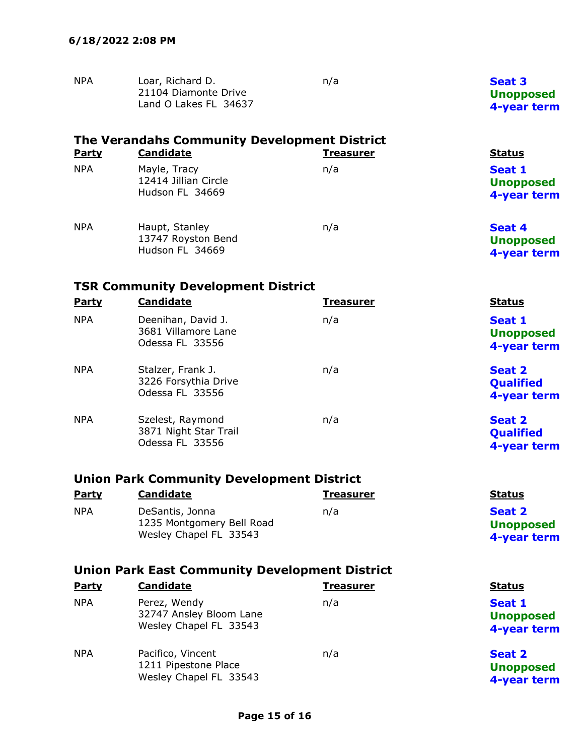6/18/2022 2:08 PM

| Party | Candidate | Treasurer | Status |
|---|---|---|---|
| NPA | Loar, Richard D.<br>21104 Diamonte Drive<br>Land O Lakes FL 34637 | n/a | **Seat 3**<br>**Unopposed**<br>**4-year term** |

## The Verandahs Community Development District

| Party | Candidate | Treasurer | Status |
|---|---|---|---|
| NPA | Mayle, Tracy<br>12414 Jillian Circle<br>Hudson FL 34669 | n/a | **Seat 1**<br>**Unopposed**<br>**4-year term** |
| NPA | Haupt, Stanley<br>13747 Royston Bend<br>Hudson FL 34669 | n/a | **Seat 4**<br>**Unopposed**<br>**4-year term** |

## TSR Community Development District

| Party | Candidate | Treasurer | Status |
|---|---|---|---|
| NPA | Deenihan, David J.<br>3681 Villamore Lane<br>Odessa FL 33556 | n/a | **Seat 1**<br>**Unopposed**<br>**4-year term** |
| NPA | Stalzer, Frank J.<br>3226 Forsythia Drive<br>Odessa FL 33556 | n/a | **Seat 2**<br>**Qualified**<br>**4-year term** |
| NPA | Szelest, Raymond<br>3871 Night Star Trail<br>Odessa FL 33556 | n/a | **Seat 2**<br>**Qualified**<br>**4-year term** |

## Union Park Community Development District

| Party | Candidate | Treasurer | Status |
|---|---|---|---|
| NPA | DeSantis, Jonna<br>1235 Montgomery Bell Road<br>Wesley Chapel FL 33543 | n/a | **Seat 2**<br>**Unopposed**<br>**4-year term** |

## Union Park East Community Development District

| Party | Candidate | Treasurer | Status |
|---|---|---|---|
| NPA | Perez, Wendy<br>32747 Ansley Bloom Lane<br>Wesley Chapel FL 33543 | n/a | **Seat 1**<br>**Unopposed**<br>**4-year term** |
| NPA | Pacifico, Vincent<br>1211 Pipestone Place<br>Wesley Chapel FL 33543 | n/a | **Seat 2**<br>**Unopposed**<br>**4-year term** |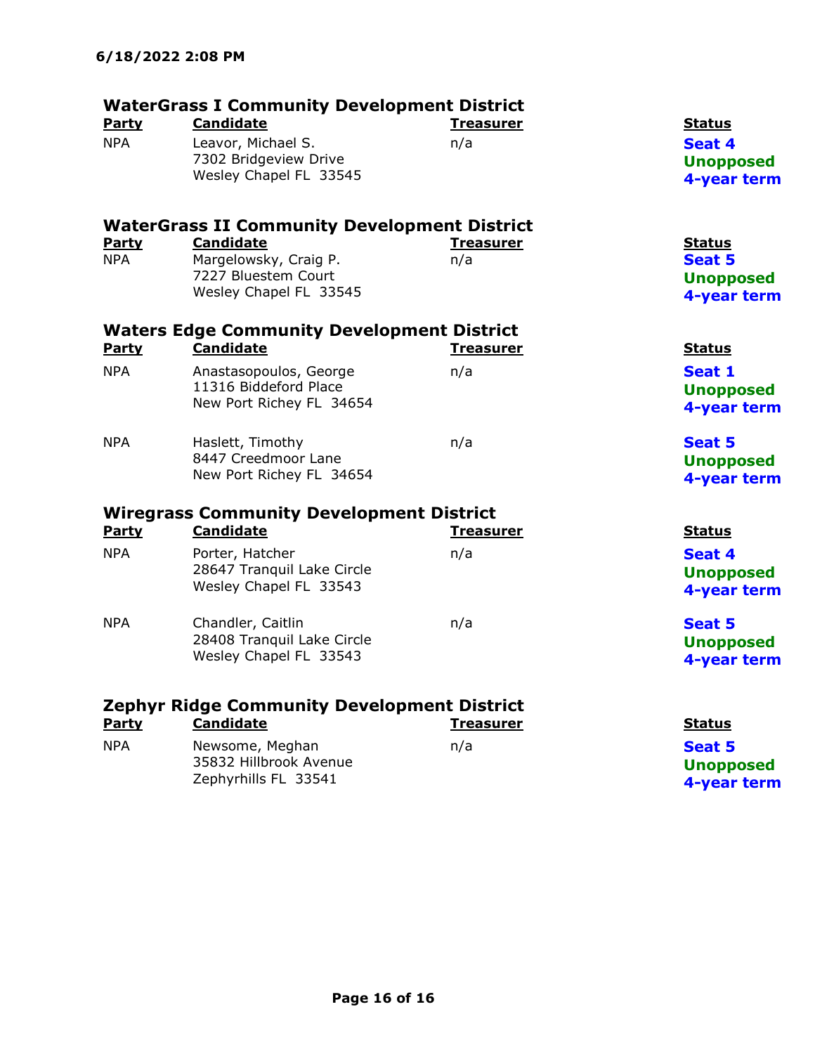**6/18/2022 2:08 PM**

## WaterGrass I Community Development District

| Party | Candidate | Treasurer | Status |
|---|---|---|---|
| NPA | Leavor, Michael S.<br>7302 Bridgeview Drive<br>Wesley Chapel FL 33545 | n/a | **Seat 4**<br>**Unopposed**<br>**4-year term** |

## WaterGrass II Community Development District

| Party | Candidate | Treasurer | Status |
|---|---|---|---|
| NPA | Margelowsky, Craig P.<br>7227 Bluestem Court<br>Wesley Chapel FL 33545 | n/a | **Seat 5**<br>**Unopposed**<br>**4-year term** |

## Waters Edge Community Development District

| Party | Candidate | Treasurer | Status |
|---|---|---|---|
| NPA | Anastasopoulos, George<br>11316 Biddeford Place<br>New Port Richey FL 34654 | n/a | **Seat 1**<br>**Unopposed**<br>**4-year term** |
| NPA | Haslett, Timothy<br>8447 Creedmoor Lane<br>New Port Richey FL 34654 | n/a | **Seat 5**<br>**Unopposed**<br>**4-year term** |

## Wiregrass Community Development District

| Party | Candidate | Treasurer | Status |
|---|---|---|---|
| NPA | Porter, Hatcher<br>28647 Tranquil Lake Circle<br>Wesley Chapel FL 33543 | n/a | **Seat 4**<br>**Unopposed**<br>**4-year term** |
| NPA | Chandler, Caitlin<br>28408 Tranquil Lake Circle<br>Wesley Chapel FL 33543 | n/a | **Seat 5**<br>**Unopposed**<br>**4-year term** |

## Zephyr Ridge Community Development District

| Party | Candidate | Treasurer | Status |
|---|---|---|---|
| NPA | Newsome, Meghan<br>35832 Hillbrook Avenue<br>Zephyrhills FL 33541 | n/a | **Seat 5**<br>**Unopposed**<br>**4-year term** |